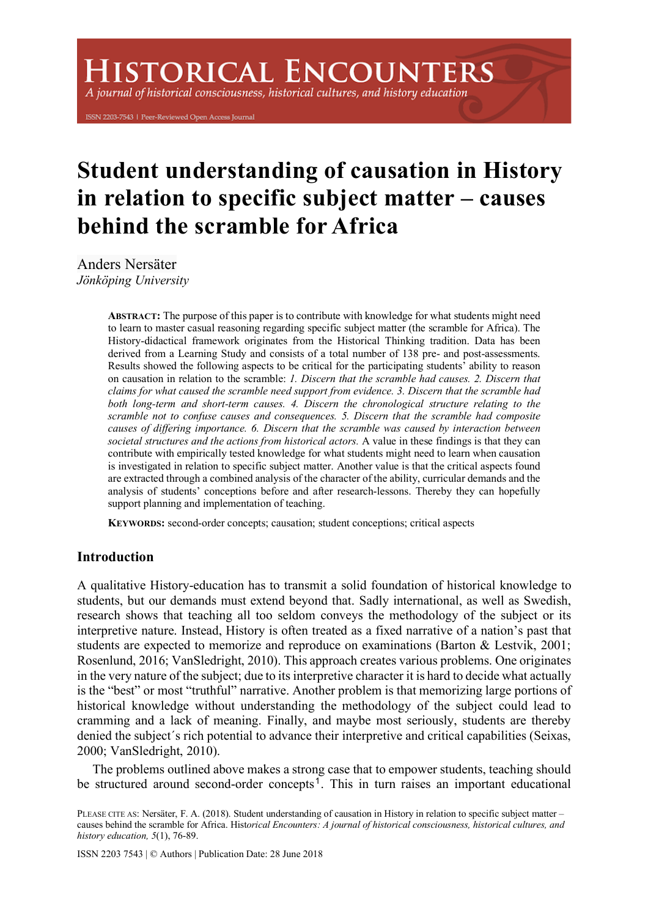# Student understanding of causation in History in relation to specific subject matter – causes behind the scramble for Africa

Anders Nersäter
*Jönköping University*

**ABSTRACT:** The purpose of this paper is to contribute with knowledge for what students might need to learn to master casual reasoning regarding specific subject matter (the scramble for Africa). The History-didactical framework originates from the Historical Thinking tradition. Data has been derived from a Learning Study and consists of a total number of 138 pre- and post-assessments. Results showed the following aspects to be critical for the participating students' ability to reason on causation in relation to the scramble: *1. Discern that the scramble had causes. 2. Discern that claims for what caused the scramble need support from evidence. 3. Discern that the scramble had both long-term and short-term causes. 4. Discern the chronological structure relating to the scramble not to confuse causes and consequences. 5. Discern that the scramble had composite causes of differing importance. 6. Discern that the scramble was caused by interaction between societal structures and the actions from historical actors.* A value in these findings is that they can contribute with empirically tested knowledge for what students might need to learn when causation is investigated in relation to specific subject matter. Another value is that the critical aspects found are extracted through a combined analysis of the character of the ability, curricular demands and the analysis of students' conceptions before and after research-lessons. Thereby they can hopefully support planning and implementation of teaching.

**KEYWORDS:** second-order concepts; causation; student conceptions; critical aspects

## Introduction

A qualitative History-education has to transmit a solid foundation of historical knowledge to students, but our demands must extend beyond that. Sadly international, as well as Swedish, research shows that teaching all too seldom conveys the methodology of the subject or its interpretive nature. Instead, History is often treated as a fixed narrative of a nation's past that students are expected to memorize and reproduce on examinations (Barton & Lestvik, 2001; Rosenlund, 2016; VanSledright, 2010). This approach creates various problems. One originates in the very nature of the subject; due to its interpretive character it is hard to decide what actually is the "best" or most "truthful" narrative. Another problem is that memorizing large portions of historical knowledge without understanding the methodology of the subject could lead to cramming and a lack of meaning. Finally, and maybe most seriously, students are thereby denied the subject´s rich potential to advance their interpretive and critical capabilities (Seixas, 2000; VanSledright, 2010).

The problems outlined above makes a strong case that to empower students, teaching should be structured around second-order concepts[1]. This in turn raises an important educational

PLEASE CITE AS: Nersäter, F. A. (2018). Student understanding of causation in History in relation to specific subject matter – causes behind the scramble for Africa. *Historical Encounters: A journal of historical consciousness, historical cultures, and history education, 5*(1), 76-89.

ISSN 2203 7543 | © Authors | Publication Date: 28 June 2018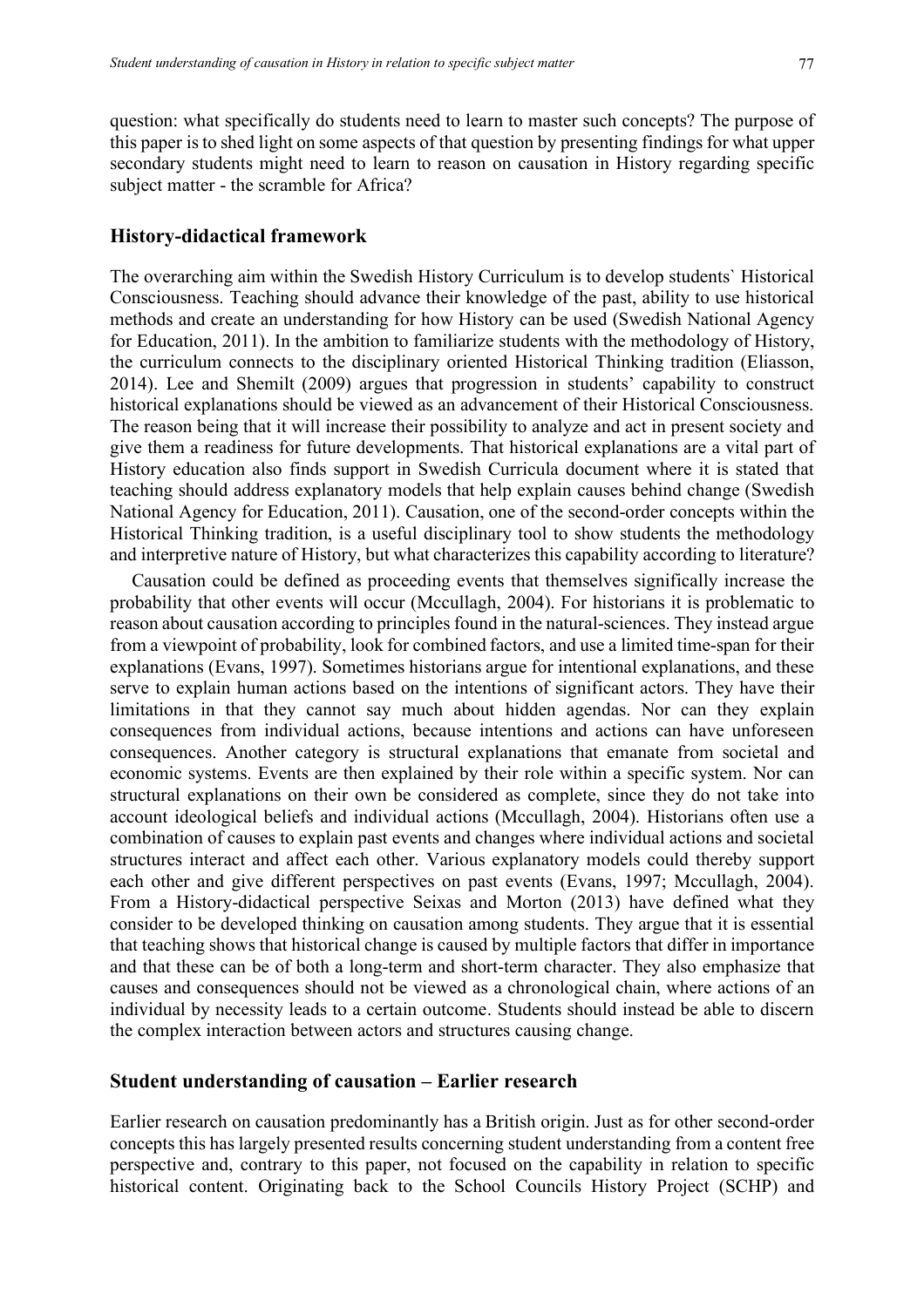question: what specifically do students need to learn to master such concepts? The purpose of this paper is to shed light on some aspects of that question by presenting findings for what upper secondary students might need to learn to reason on causation in History regarding specific subject matter - the scramble for Africa?

## History-didactical framework

The overarching aim within the Swedish History Curriculum is to develop students` Historical Consciousness. Teaching should advance their knowledge of the past, ability to use historical methods and create an understanding for how History can be used (Swedish National Agency for Education, 2011). In the ambition to familiarize students with the methodology of History, the curriculum connects to the disciplinary oriented Historical Thinking tradition (Eliasson, 2014). Lee and Shemilt (2009) argues that progression in students' capability to construct historical explanations should be viewed as an advancement of their Historical Consciousness. The reason being that it will increase their possibility to analyze and act in present society and give them a readiness for future developments. That historical explanations are a vital part of History education also finds support in Swedish Curricula document where it is stated that teaching should address explanatory models that help explain causes behind change (Swedish National Agency for Education, 2011). Causation, one of the second-order concepts within the Historical Thinking tradition, is a useful disciplinary tool to show students the methodology and interpretive nature of History, but what characterizes this capability according to literature?

Causation could be defined as proceeding events that themselves significally increase the probability that other events will occur (Mccullagh, 2004). For historians it is problematic to reason about causation according to principles found in the natural-sciences. They instead argue from a viewpoint of probability, look for combined factors, and use a limited time-span for their explanations (Evans, 1997). Sometimes historians argue for intentional explanations, and these serve to explain human actions based on the intentions of significant actors. They have their limitations in that they cannot say much about hidden agendas. Nor can they explain consequences from individual actions, because intentions and actions can have unforeseen consequences. Another category is structural explanations that emanate from societal and economic systems. Events are then explained by their role within a specific system. Nor can structural explanations on their own be considered as complete, since they do not take into account ideological beliefs and individual actions (Mccullagh, 2004). Historians often use a combination of causes to explain past events and changes where individual actions and societal structures interact and affect each other. Various explanatory models could thereby support each other and give different perspectives on past events (Evans, 1997; Mccullagh, 2004). From a History-didactical perspective Seixas and Morton (2013) have defined what they consider to be developed thinking on causation among students. They argue that it is essential that teaching shows that historical change is caused by multiple factors that differ in importance and that these can be of both a long-term and short-term character. They also emphasize that causes and consequences should not be viewed as a chronological chain, where actions of an individual by necessity leads to a certain outcome. Students should instead be able to discern the complex interaction between actors and structures causing change.

## Student understanding of causation – Earlier research

Earlier research on causation predominantly has a British origin. Just as for other second-order concepts this has largely presented results concerning student understanding from a content free perspective and, contrary to this paper, not focused on the capability in relation to specific historical content. Originating back to the School Councils History Project (SCHP) and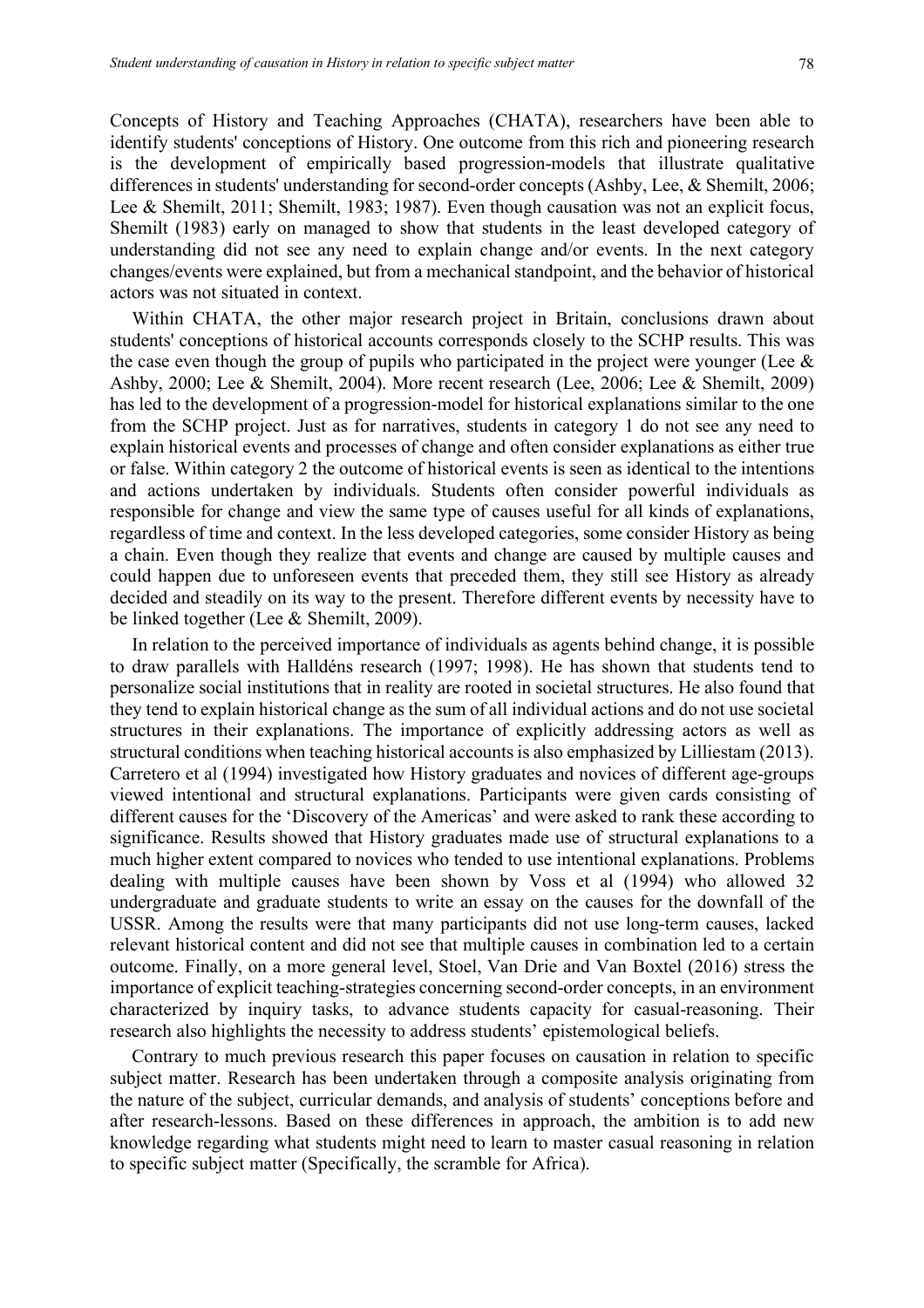Concepts of History and Teaching Approaches (CHATA), researchers have been able to identify students' conceptions of History. One outcome from this rich and pioneering research is the development of empirically based progression-models that illustrate qualitative differences in students' understanding for second-order concepts (Ashby, Lee, & Shemilt, 2006; Lee & Shemilt, 2011; Shemilt, 1983; 1987). Even though causation was not an explicit focus, Shemilt (1983) early on managed to show that students in the least developed category of understanding did not see any need to explain change and/or events. In the next category changes/events were explained, but from a mechanical standpoint, and the behavior of historical actors was not situated in context.

Within CHATA, the other major research project in Britain, conclusions drawn about students' conceptions of historical accounts corresponds closely to the SCHP results. This was the case even though the group of pupils who participated in the project were younger (Lee & Ashby, 2000; Lee & Shemilt, 2004). More recent research (Lee, 2006; Lee & Shemilt, 2009) has led to the development of a progression-model for historical explanations similar to the one from the SCHP project. Just as for narratives, students in category 1 do not see any need to explain historical events and processes of change and often consider explanations as either true or false. Within category 2 the outcome of historical events is seen as identical to the intentions and actions undertaken by individuals. Students often consider powerful individuals as responsible for change and view the same type of causes useful for all kinds of explanations, regardless of time and context. In the less developed categories, some consider History as being a chain. Even though they realize that events and change are caused by multiple causes and could happen due to unforeseen events that preceded them, they still see History as already decided and steadily on its way to the present. Therefore different events by necessity have to be linked together (Lee & Shemilt, 2009).

In relation to the perceived importance of individuals as agents behind change, it is possible to draw parallels with Halldéns research (1997; 1998). He has shown that students tend to personalize social institutions that in reality are rooted in societal structures. He also found that they tend to explain historical change as the sum of all individual actions and do not use societal structures in their explanations. The importance of explicitly addressing actors as well as structural conditions when teaching historical accounts is also emphasized by Lilliestam (2013). Carretero et al (1994) investigated how History graduates and novices of different age-groups viewed intentional and structural explanations. Participants were given cards consisting of different causes for the 'Discovery of the Americas' and were asked to rank these according to significance. Results showed that History graduates made use of structural explanations to a much higher extent compared to novices who tended to use intentional explanations. Problems dealing with multiple causes have been shown by Voss et al (1994) who allowed 32 undergraduate and graduate students to write an essay on the causes for the downfall of the USSR. Among the results were that many participants did not use long-term causes, lacked relevant historical content and did not see that multiple causes in combination led to a certain outcome. Finally, on a more general level, Stoel, Van Drie and Van Boxtel (2016) stress the importance of explicit teaching-strategies concerning second-order concepts, in an environment characterized by inquiry tasks, to advance students capacity for casual-reasoning. Their research also highlights the necessity to address students' epistemological beliefs.

Contrary to much previous research this paper focuses on causation in relation to specific subject matter. Research has been undertaken through a composite analysis originating from the nature of the subject, curricular demands, and analysis of students' conceptions before and after research-lessons. Based on these differences in approach, the ambition is to add new knowledge regarding what students might need to learn to master casual reasoning in relation to specific subject matter (Specifically, the scramble for Africa).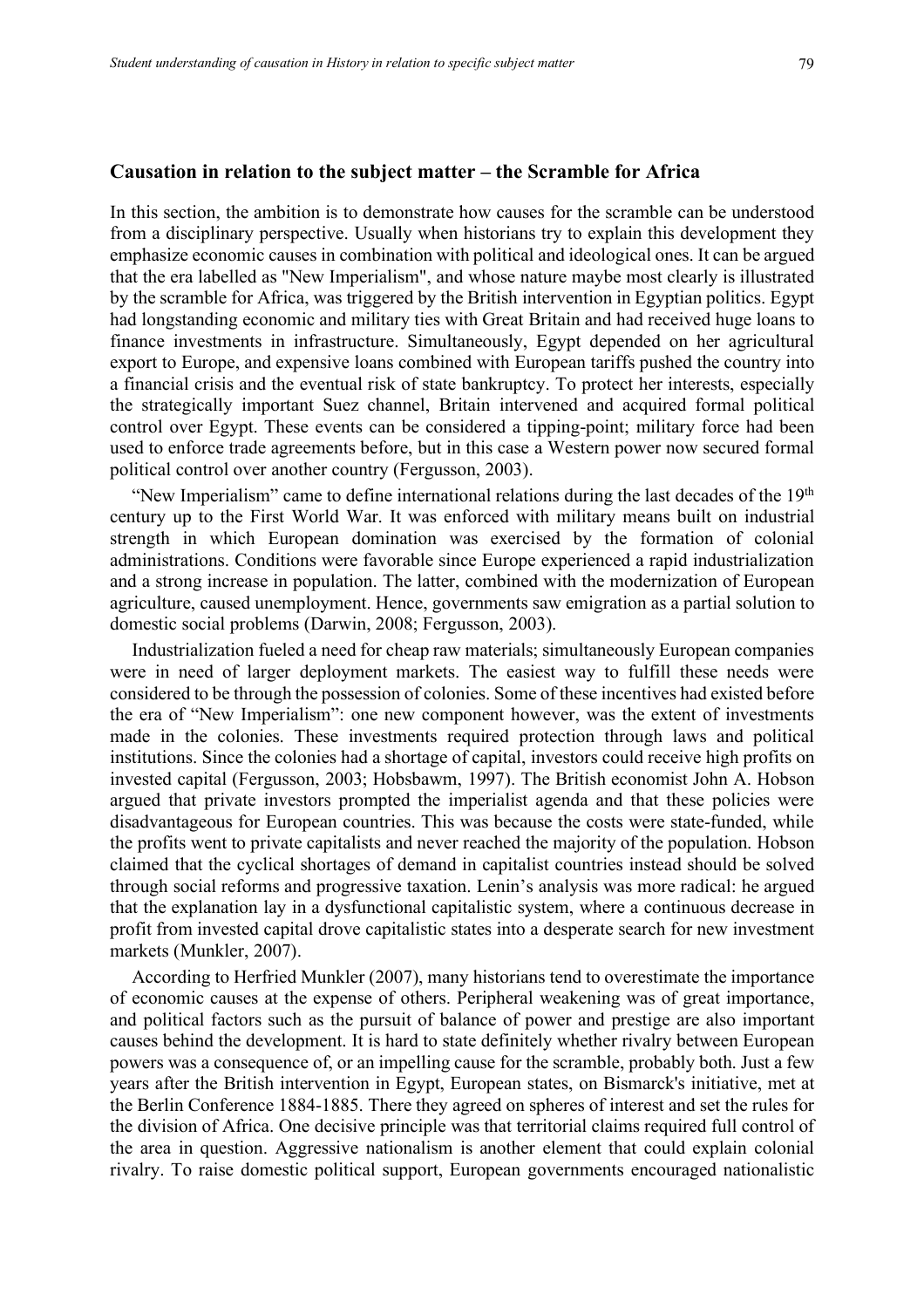### Causation in relation to the subject matter – the Scramble for Africa

In this section, the ambition is to demonstrate how causes for the scramble can be understood from a disciplinary perspective. Usually when historians try to explain this development they emphasize economic causes in combination with political and ideological ones. It can be argued that the era labelled as "New Imperialism", and whose nature maybe most clearly is illustrated by the scramble for Africa, was triggered by the British intervention in Egyptian politics. Egypt had longstanding economic and military ties with Great Britain and had received huge loans to finance investments in infrastructure. Simultaneously, Egypt depended on her agricultural export to Europe, and expensive loans combined with European tariffs pushed the country into a financial crisis and the eventual risk of state bankruptcy. To protect her interests, especially the strategically important Suez channel, Britain intervened and acquired formal political control over Egypt. These events can be considered a tipping-point; military force had been used to enforce trade agreements before, but in this case a Western power now secured formal political control over another country (Fergusson, 2003).

"New Imperialism" came to define international relations during the last decades of the 19th century up to the First World War. It was enforced with military means built on industrial strength in which European domination was exercised by the formation of colonial administrations. Conditions were favorable since Europe experienced a rapid industrialization and a strong increase in population. The latter, combined with the modernization of European agriculture, caused unemployment. Hence, governments saw emigration as a partial solution to domestic social problems (Darwin, 2008; Fergusson, 2003).

Industrialization fueled a need for cheap raw materials; simultaneously European companies were in need of larger deployment markets. The easiest way to fulfill these needs were considered to be through the possession of colonies. Some of these incentives had existed before the era of "New Imperialism": one new component however, was the extent of investments made in the colonies. These investments required protection through laws and political institutions. Since the colonies had a shortage of capital, investors could receive high profits on invested capital (Fergusson, 2003; Hobsbawm, 1997). The British economist John A. Hobson argued that private investors prompted the imperialist agenda and that these policies were disadvantageous for European countries. This was because the costs were state-funded, while the profits went to private capitalists and never reached the majority of the population. Hobson claimed that the cyclical shortages of demand in capitalist countries instead should be solved through social reforms and progressive taxation. Lenin's analysis was more radical: he argued that the explanation lay in a dysfunctional capitalistic system, where a continuous decrease in profit from invested capital drove capitalistic states into a desperate search for new investment markets (Munkler, 2007).

According to Herfried Munkler (2007), many historians tend to overestimate the importance of economic causes at the expense of others. Peripheral weakening was of great importance, and political factors such as the pursuit of balance of power and prestige are also important causes behind the development. It is hard to state definitely whether rivalry between European powers was a consequence of, or an impelling cause for the scramble, probably both. Just a few years after the British intervention in Egypt, European states, on Bismarck's initiative, met at the Berlin Conference 1884-1885. There they agreed on spheres of interest and set the rules for the division of Africa. One decisive principle was that territorial claims required full control of the area in question. Aggressive nationalism is another element that could explain colonial rivalry. To raise domestic political support, European governments encouraged nationalistic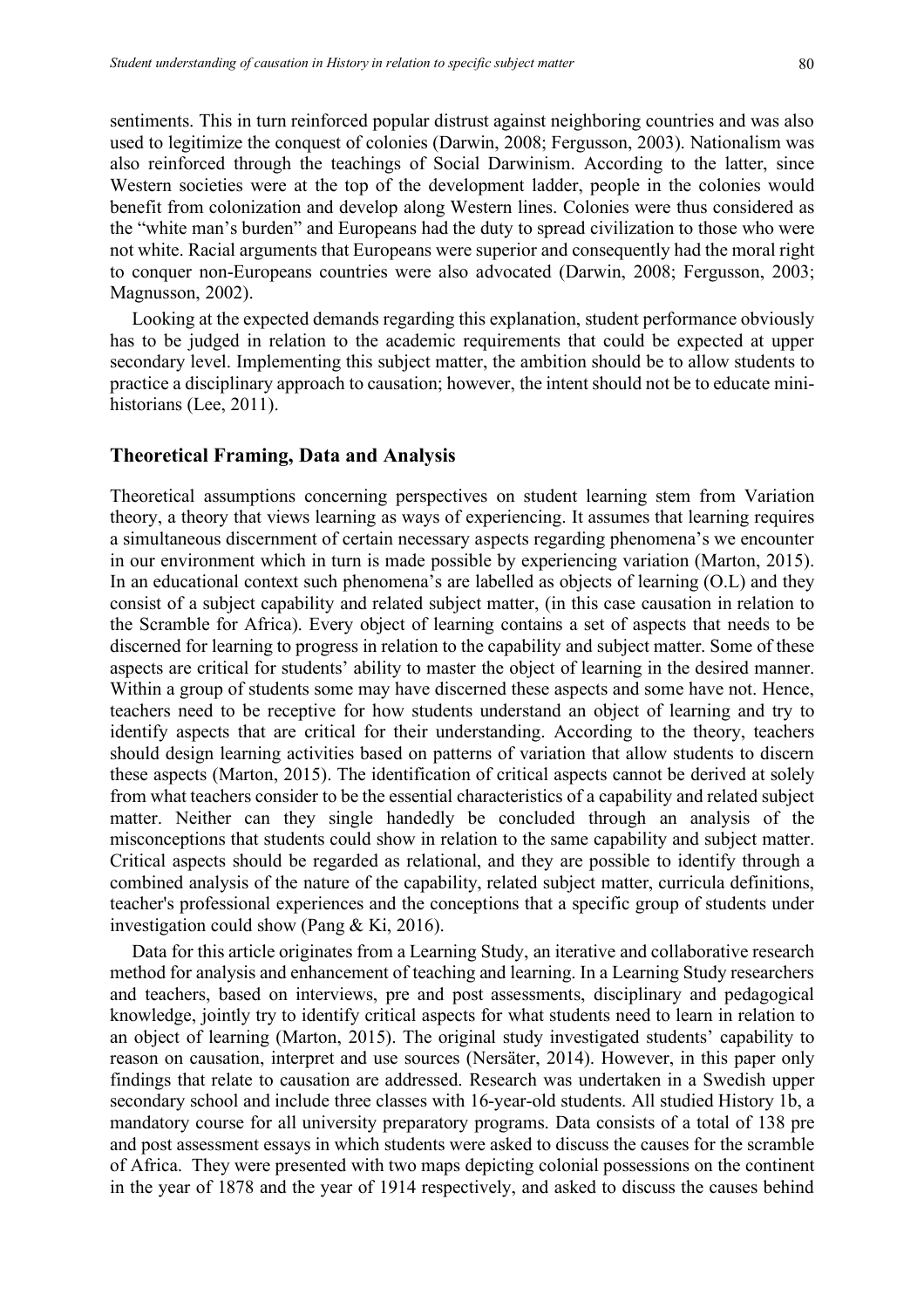sentiments. This in turn reinforced popular distrust against neighboring countries and was also used to legitimize the conquest of colonies (Darwin, 2008; Fergusson, 2003). Nationalism was also reinforced through the teachings of Social Darwinism. According to the latter, since Western societies were at the top of the development ladder, people in the colonies would benefit from colonization and develop along Western lines. Colonies were thus considered as the "white man's burden" and Europeans had the duty to spread civilization to those who were not white. Racial arguments that Europeans were superior and consequently had the moral right to conquer non-Europeans countries were also advocated (Darwin, 2008; Fergusson, 2003; Magnusson, 2002).

Looking at the expected demands regarding this explanation, student performance obviously has to be judged in relation to the academic requirements that could be expected at upper secondary level. Implementing this subject matter, the ambition should be to allow students to practice a disciplinary approach to causation; however, the intent should not be to educate mini-historians (Lee, 2011).

## Theoretical Framing, Data and Analysis

Theoretical assumptions concerning perspectives on student learning stem from Variation theory, a theory that views learning as ways of experiencing. It assumes that learning requires a simultaneous discernment of certain necessary aspects regarding phenomena's we encounter in our environment which in turn is made possible by experiencing variation (Marton, 2015). In an educational context such phenomena's are labelled as objects of learning (O.L) and they consist of a subject capability and related subject matter, (in this case causation in relation to the Scramble for Africa). Every object of learning contains a set of aspects that needs to be discerned for learning to progress in relation to the capability and subject matter. Some of these aspects are critical for students' ability to master the object of learning in the desired manner. Within a group of students some may have discerned these aspects and some have not. Hence, teachers need to be receptive for how students understand an object of learning and try to identify aspects that are critical for their understanding. According to the theory, teachers should design learning activities based on patterns of variation that allow students to discern these aspects (Marton, 2015). The identification of critical aspects cannot be derived at solely from what teachers consider to be the essential characteristics of a capability and related subject matter. Neither can they single handedly be concluded through an analysis of the misconceptions that students could show in relation to the same capability and subject matter. Critical aspects should be regarded as relational, and they are possible to identify through a combined analysis of the nature of the capability, related subject matter, curricula definitions, teacher's professional experiences and the conceptions that a specific group of students under investigation could show (Pang & Ki, 2016).

Data for this article originates from a Learning Study, an iterative and collaborative research method for analysis and enhancement of teaching and learning. In a Learning Study researchers and teachers, based on interviews, pre and post assessments, disciplinary and pedagogical knowledge, jointly try to identify critical aspects for what students need to learn in relation to an object of learning (Marton, 2015). The original study investigated students' capability to reason on causation, interpret and use sources (Nersäter, 2014). However, in this paper only findings that relate to causation are addressed. Research was undertaken in a Swedish upper secondary school and include three classes with 16-year-old students. All studied History 1b, a mandatory course for all university preparatory programs. Data consists of a total of 138 pre and post assessment essays in which students were asked to discuss the causes for the scramble of Africa. They were presented with two maps depicting colonial possessions on the continent in the year of 1878 and the year of 1914 respectively, and asked to discuss the causes behind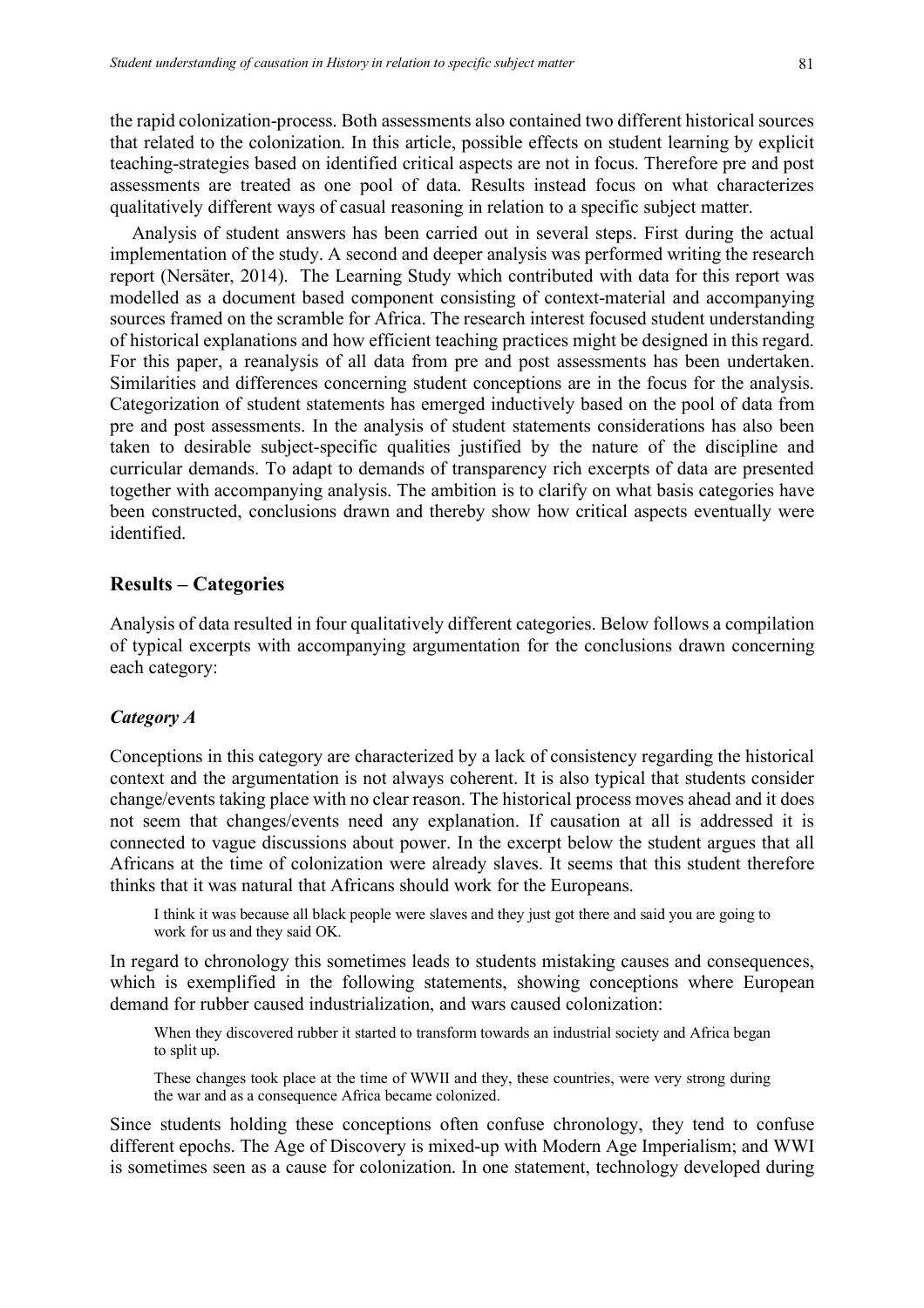the rapid colonization-process. Both assessments also contained two different historical sources that related to the colonization. In this article, possible effects on student learning by explicit teaching-strategies based on identified critical aspects are not in focus. Therefore pre and post assessments are treated as one pool of data. Results instead focus on what characterizes qualitatively different ways of casual reasoning in relation to a specific subject matter.

Analysis of student answers has been carried out in several steps. First during the actual implementation of the study. A second and deeper analysis was performed writing the research report (Nersäter, 2014). The Learning Study which contributed with data for this report was modelled as a document based component consisting of context-material and accompanying sources framed on the scramble for Africa. The research interest focused student understanding of historical explanations and how efficient teaching practices might be designed in this regard. For this paper, a reanalysis of all data from pre and post assessments has been undertaken. Similarities and differences concerning student conceptions are in the focus for the analysis. Categorization of student statements has emerged inductively based on the pool of data from pre and post assessments. In the analysis of student statements considerations has also been taken to desirable subject-specific qualities justified by the nature of the discipline and curricular demands. To adapt to demands of transparency rich excerpts of data are presented together with accompanying analysis. The ambition is to clarify on what basis categories have been constructed, conclusions drawn and thereby show how critical aspects eventually were identified.

## Results – Categories

Analysis of data resulted in four qualitatively different categories. Below follows a compilation of typical excerpts with accompanying argumentation for the conclusions drawn concerning each category:

### *Category A*

Conceptions in this category are characterized by a lack of consistency regarding the historical context and the argumentation is not always coherent. It is also typical that students consider change/events taking place with no clear reason. The historical process moves ahead and it does not seem that changes/events need any explanation. If causation at all is addressed it is connected to vague discussions about power. In the excerpt below the student argues that all Africans at the time of colonization were already slaves. It seems that this student therefore thinks that it was natural that Africans should work for the Europeans.

> I think it was because all black people were slaves and they just got there and said you are going to work for us and they said OK.

In regard to chronology this sometimes leads to students mistaking causes and consequences, which is exemplified in the following statements, showing conceptions where European demand for rubber caused industrialization, and wars caused colonization:

> When they discovered rubber it started to transform towards an industrial society and Africa began to split up.

> These changes took place at the time of WWII and they, these countries, were very strong during the war and as a consequence Africa became colonized.

Since students holding these conceptions often confuse chronology, they tend to confuse different epochs. The Age of Discovery is mixed-up with Modern Age Imperialism; and WWI is sometimes seen as a cause for colonization. In one statement, technology developed during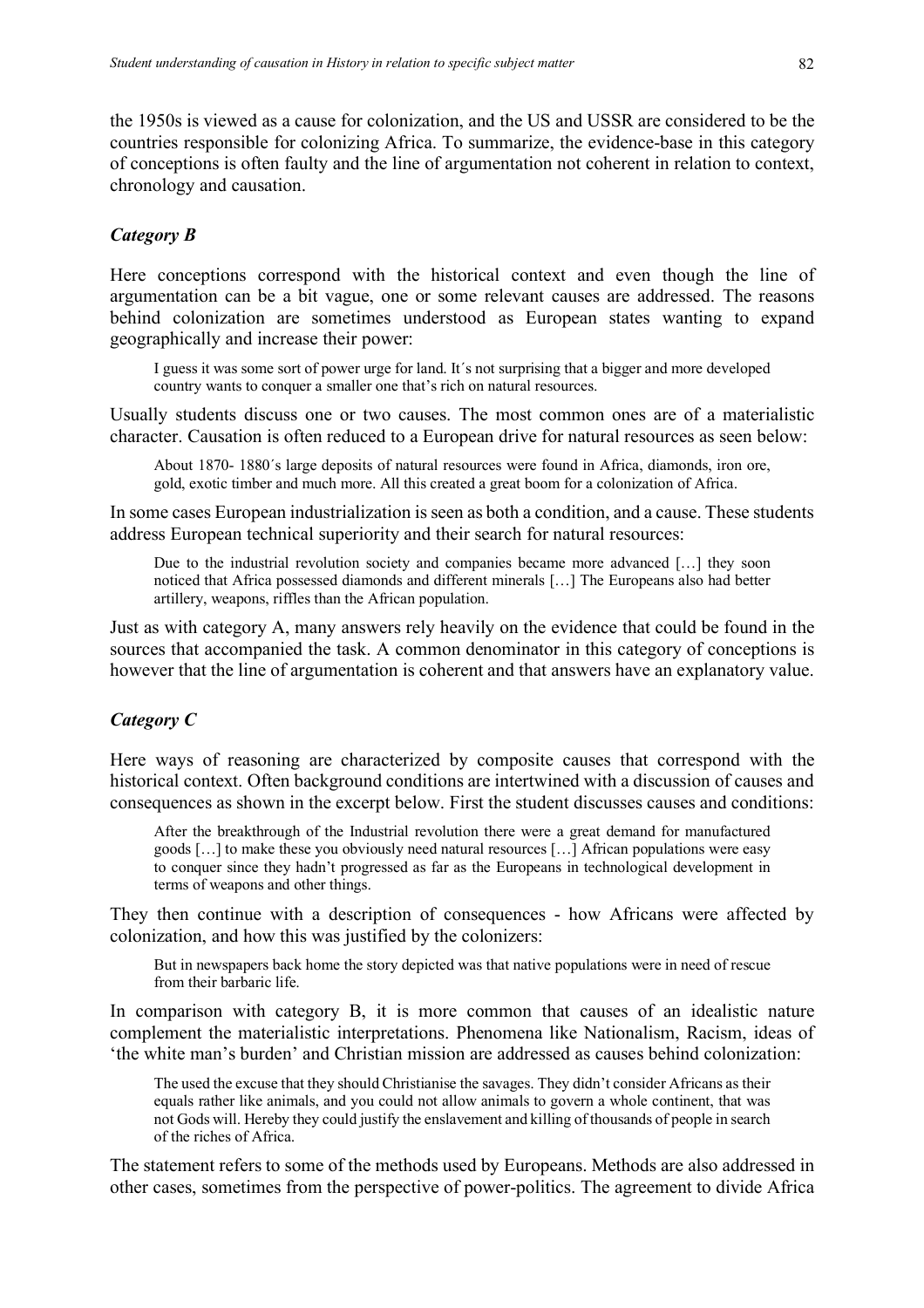the 1950s is viewed as a cause for colonization, and the US and USSR are considered to be the countries responsible for colonizing Africa. To summarize, the evidence-base in this category of conceptions is often faulty and the line of argumentation not coherent in relation to context, chronology and causation.

### *Category B*

Here conceptions correspond with the historical context and even though the line of argumentation can be a bit vague, one or some relevant causes are addressed. The reasons behind colonization are sometimes understood as European states wanting to expand geographically and increase their power:

> I guess it was some sort of power urge for land. It´s not surprising that a bigger and more developed country wants to conquer a smaller one that's rich on natural resources.

Usually students discuss one or two causes. The most common ones are of a materialistic character. Causation is often reduced to a European drive for natural resources as seen below:

> About 1870- 1880´s large deposits of natural resources were found in Africa, diamonds, iron ore, gold, exotic timber and much more. All this created a great boom for a colonization of Africa.

In some cases European industrialization is seen as both a condition, and a cause. These students address European technical superiority and their search for natural resources:

> Due to the industrial revolution society and companies became more advanced […] they soon noticed that Africa possessed diamonds and different minerals […] The Europeans also had better artillery, weapons, riffles than the African population.

Just as with category A, many answers rely heavily on the evidence that could be found in the sources that accompanied the task. A common denominator in this category of conceptions is however that the line of argumentation is coherent and that answers have an explanatory value.

### *Category C*

Here ways of reasoning are characterized by composite causes that correspond with the historical context. Often background conditions are intertwined with a discussion of causes and consequences as shown in the excerpt below. First the student discusses causes and conditions:

> After the breakthrough of the Industrial revolution there were a great demand for manufactured goods […] to make these you obviously need natural resources […] African populations were easy to conquer since they hadn't progressed as far as the Europeans in technological development in terms of weapons and other things.

They then continue with a description of consequences - how Africans were affected by colonization, and how this was justified by the colonizers:

> But in newspapers back home the story depicted was that native populations were in need of rescue from their barbaric life.

In comparison with category B, it is more common that causes of an idealistic nature complement the materialistic interpretations. Phenomena like Nationalism, Racism, ideas of 'the white man's burden' and Christian mission are addressed as causes behind colonization:

> The used the excuse that they should Christianise the savages. They didn't consider Africans as their equals rather like animals, and you could not allow animals to govern a whole continent, that was not Gods will. Hereby they could justify the enslavement and killing of thousands of people in search of the riches of Africa.

The statement refers to some of the methods used by Europeans. Methods are also addressed in other cases, sometimes from the perspective of power-politics. The agreement to divide Africa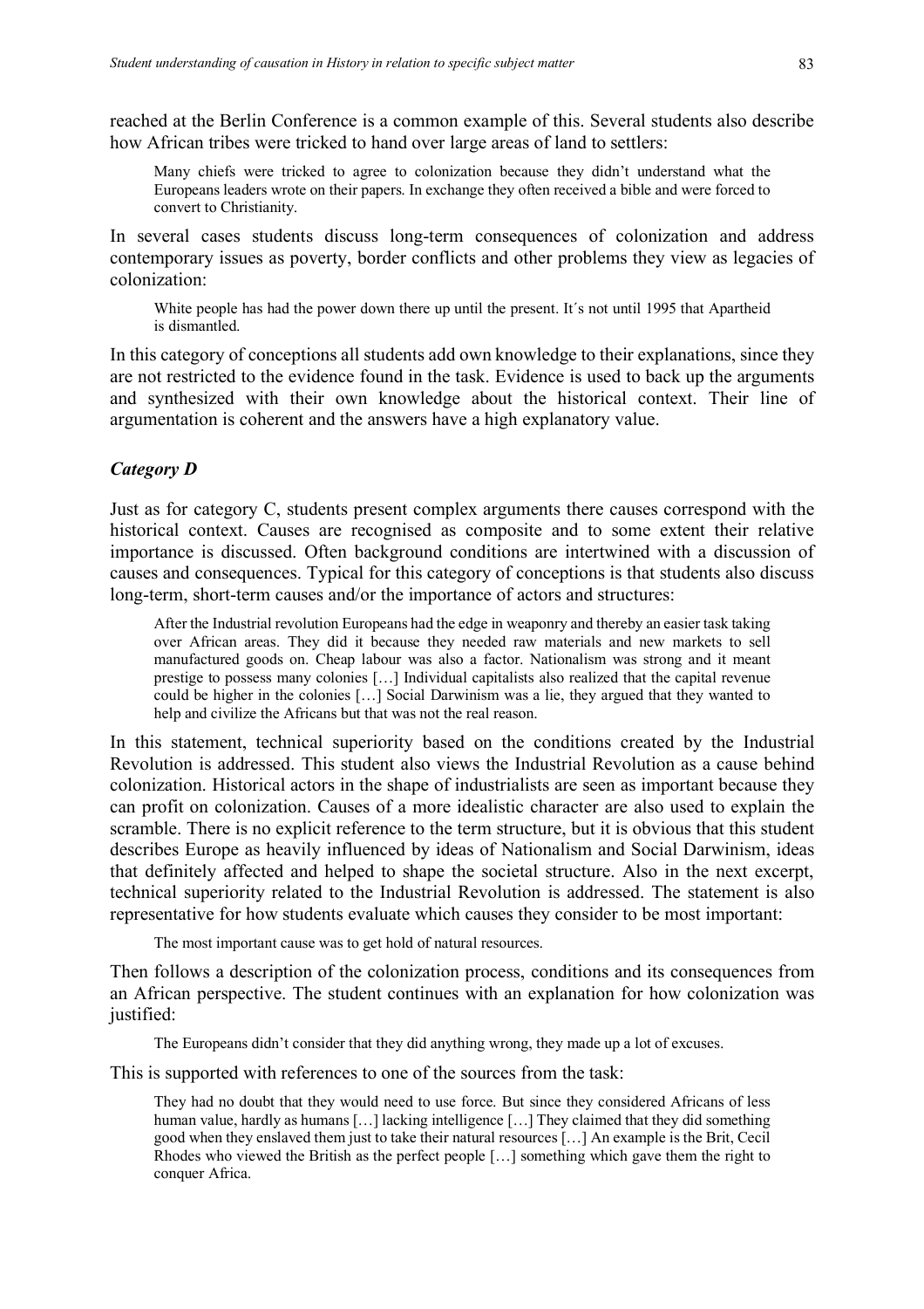reached at the Berlin Conference is a common example of this. Several students also describe how African tribes were tricked to hand over large areas of land to settlers:

> Many chiefs were tricked to agree to colonization because they didn't understand what the Europeans leaders wrote on their papers. In exchange they often received a bible and were forced to convert to Christianity.

In several cases students discuss long-term consequences of colonization and address contemporary issues as poverty, border conflicts and other problems they view as legacies of colonization:

> White people has had the power down there up until the present. It´s not until 1995 that Apartheid is dismantled.

In this category of conceptions all students add own knowledge to their explanations, since they are not restricted to the evidence found in the task. Evidence is used to back up the arguments and synthesized with their own knowledge about the historical context. Their line of argumentation is coherent and the answers have a high explanatory value.

### *Category D*

Just as for category C, students present complex arguments there causes correspond with the historical context. Causes are recognised as composite and to some extent their relative importance is discussed. Often background conditions are intertwined with a discussion of causes and consequences. Typical for this category of conceptions is that students also discuss long-term, short-term causes and/or the importance of actors and structures:

> After the Industrial revolution Europeans had the edge in weaponry and thereby an easier task taking over African areas. They did it because they needed raw materials and new markets to sell manufactured goods on. Cheap labour was also a factor. Nationalism was strong and it meant prestige to possess many colonies […] Individual capitalists also realized that the capital revenue could be higher in the colonies […] Social Darwinism was a lie, they argued that they wanted to help and civilize the Africans but that was not the real reason.

In this statement, technical superiority based on the conditions created by the Industrial Revolution is addressed. This student also views the Industrial Revolution as a cause behind colonization. Historical actors in the shape of industrialists are seen as important because they can profit on colonization. Causes of a more idealistic character are also used to explain the scramble. There is no explicit reference to the term structure, but it is obvious that this student describes Europe as heavily influenced by ideas of Nationalism and Social Darwinism, ideas that definitely affected and helped to shape the societal structure. Also in the next excerpt, technical superiority related to the Industrial Revolution is addressed. The statement is also representative for how students evaluate which causes they consider to be most important:

> The most important cause was to get hold of natural resources.

Then follows a description of the colonization process, conditions and its consequences from an African perspective. The student continues with an explanation for how colonization was justified:

> The Europeans didn't consider that they did anything wrong, they made up a lot of excuses.

This is supported with references to one of the sources from the task:

> They had no doubt that they would need to use force. But since they considered Africans of less human value, hardly as humans […] lacking intelligence […] They claimed that they did something good when they enslaved them just to take their natural resources […] An example is the Brit, Cecil Rhodes who viewed the British as the perfect people […] something which gave them the right to conquer Africa.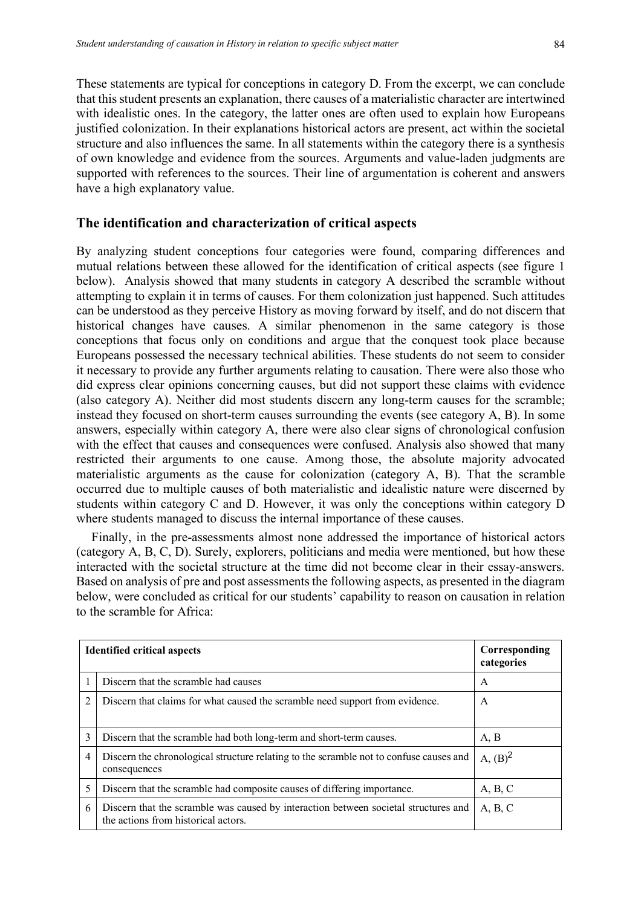These statements are typical for conceptions in category D. From the excerpt, we can conclude that this student presents an explanation, there causes of a materialistic character are intertwined with idealistic ones. In the category, the latter ones are often used to explain how Europeans justified colonization. In their explanations historical actors are present, act within the societal structure and also influences the same. In all statements within the category there is a synthesis of own knowledge and evidence from the sources. Arguments and value-laden judgments are supported with references to the sources. Their line of argumentation is coherent and answers have a high explanatory value.

## The identification and characterization of critical aspects

By analyzing student conceptions four categories were found, comparing differences and mutual relations between these allowed for the identification of critical aspects (see figure 1 below). Analysis showed that many students in category A described the scramble without attempting to explain it in terms of causes. For them colonization just happened. Such attitudes can be understood as they perceive History as moving forward by itself, and do not discern that historical changes have causes. A similar phenomenon in the same category is those conceptions that focus only on conditions and argue that the conquest took place because Europeans possessed the necessary technical abilities. These students do not seem to consider it necessary to provide any further arguments relating to causation. There were also those who did express clear opinions concerning causes, but did not support these claims with evidence (also category A). Neither did most students discern any long-term causes for the scramble; instead they focused on short-term causes surrounding the events (see category A, B). In some answers, especially within category A, there were also clear signs of chronological confusion with the effect that causes and consequences were confused. Analysis also showed that many restricted their arguments to one cause. Among those, the absolute majority advocated materialistic arguments as the cause for colonization (category A, B). That the scramble occurred due to multiple causes of both materialistic and idealistic nature were discerned by students within category C and D. However, it was only the conceptions within category D where students managed to discuss the internal importance of these causes.

Finally, in the pre-assessments almost none addressed the importance of historical actors (category A, B, C, D). Surely, explorers, politicians and media were mentioned, but how these interacted with the societal structure at the time did not become clear in their essay-answers. Based on analysis of pre and post assessments the following aspects, as presented in the diagram below, were concluded as critical for our students' capability to reason on causation in relation to the scramble for Africa:

| | Identified critical aspects | Corresponding categories |
|---|---|---|
| 1 | Discern that the scramble had causes | A |
| 2 | Discern that claims for what caused the scramble need support from evidence. | A |
| 3 | Discern that the scramble had both long-term and short-term causes. | A, B |
| 4 | Discern the chronological structure relating to the scramble not to confuse causes and consequences | A, (B)[2] |
| 5 | Discern that the scramble had composite causes of differing importance. | A, B, C |
| 6 | Discern that the scramble was caused by interaction between societal structures and the actions from historical actors. | A, B, C |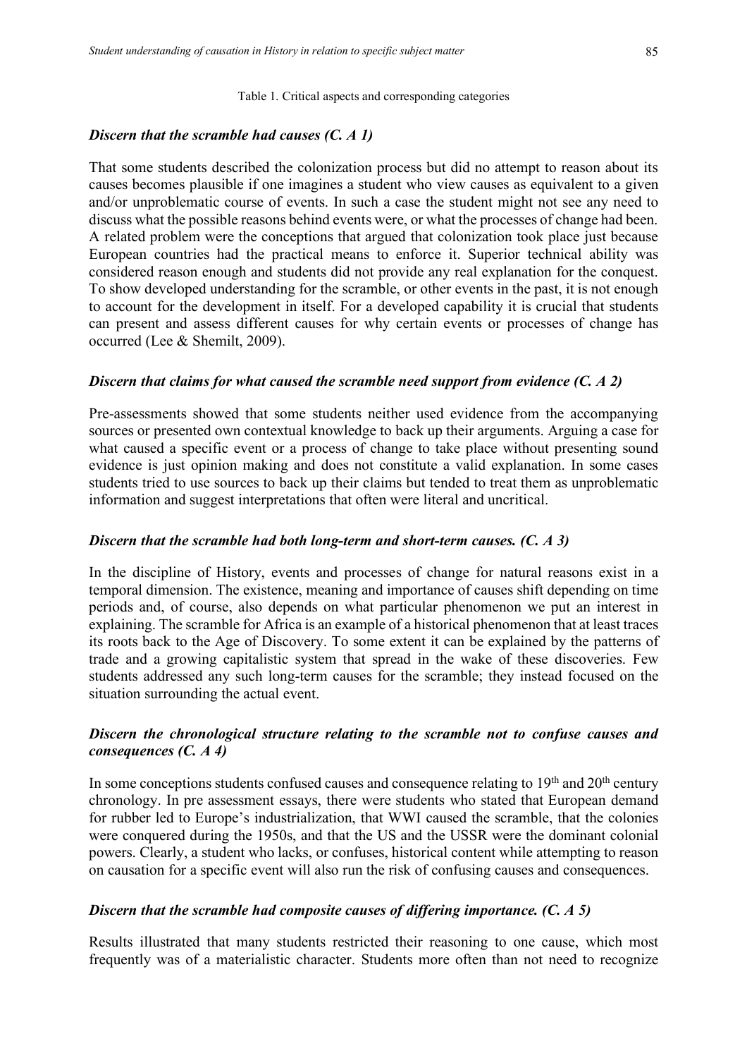Table 1. Critical aspects and corresponding categories

***Discern that the scramble had causes (C. A 1)***

That some students described the colonization process but did no attempt to reason about its causes becomes plausible if one imagines a student who view causes as equivalent to a given and/or unproblematic course of events. In such a case the student might not see any need to discuss what the possible reasons behind events were, or what the processes of change had been. A related problem were the conceptions that argued that colonization took place just because European countries had the practical means to enforce it. Superior technical ability was considered reason enough and students did not provide any real explanation for the conquest. To show developed understanding for the scramble, or other events in the past, it is not enough to account for the development in itself. For a developed capability it is crucial that students can present and assess different causes for why certain events or processes of change has occurred (Lee & Shemilt, 2009).

***Discern that claims for what caused the scramble need support from evidence (C. A 2)***

Pre-assessments showed that some students neither used evidence from the accompanying sources or presented own contextual knowledge to back up their arguments. Arguing a case for what caused a specific event or a process of change to take place without presenting sound evidence is just opinion making and does not constitute a valid explanation. In some cases students tried to use sources to back up their claims but tended to treat them as unproblematic information and suggest interpretations that often were literal and uncritical.

***Discern that the scramble had both long-term and short-term causes. (C. A 3)***

In the discipline of History, events and processes of change for natural reasons exist in a temporal dimension. The existence, meaning and importance of causes shift depending on time periods and, of course, also depends on what particular phenomenon we put an interest in explaining. The scramble for Africa is an example of a historical phenomenon that at least traces its roots back to the Age of Discovery. To some extent it can be explained by the patterns of trade and a growing capitalistic system that spread in the wake of these discoveries. Few students addressed any such long-term causes for the scramble; they instead focused on the situation surrounding the actual event.

***Discern the chronological structure relating to the scramble not to confuse causes and consequences (C. A 4)***

In some conceptions students confused causes and consequence relating to 19th and 20th century chronology. In pre assessment essays, there were students who stated that European demand for rubber led to Europe's industrialization, that WWI caused the scramble, that the colonies were conquered during the 1950s, and that the US and the USSR were the dominant colonial powers. Clearly, a student who lacks, or confuses, historical content while attempting to reason on causation for a specific event will also run the risk of confusing causes and consequences.

***Discern that the scramble had composite causes of differing importance. (C. A 5)***

Results illustrated that many students restricted their reasoning to one cause, which most frequently was of a materialistic character. Students more often than not need to recognize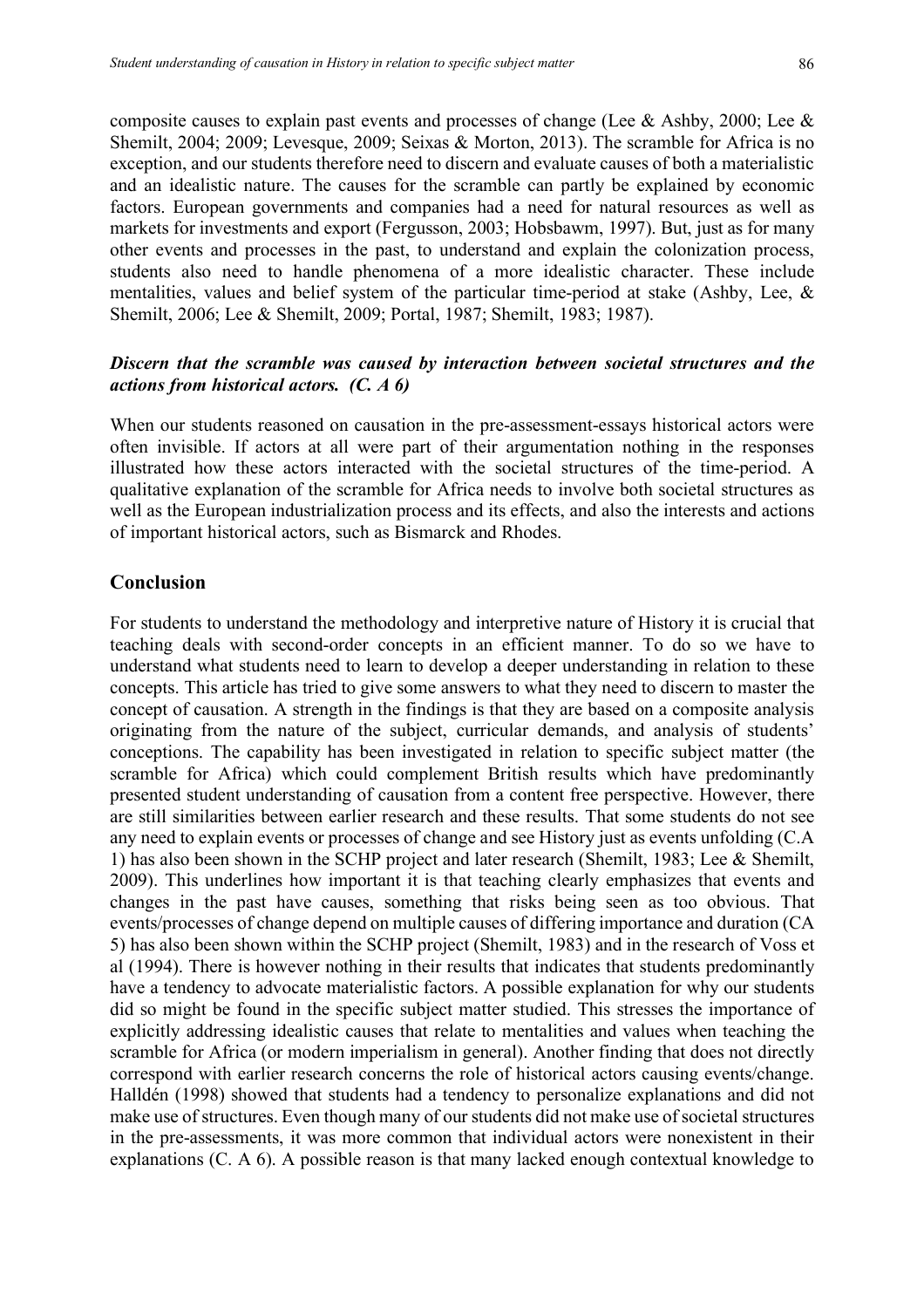composite causes to explain past events and processes of change (Lee & Ashby, 2000; Lee & Shemilt, 2004; 2009; Levesque, 2009; Seixas & Morton, 2013). The scramble for Africa is no exception, and our students therefore need to discern and evaluate causes of both a materialistic and an idealistic nature. The causes for the scramble can partly be explained by economic factors. European governments and companies had a need for natural resources as well as markets for investments and export (Fergusson, 2003; Hobsbawm, 1997). But, just as for many other events and processes in the past, to understand and explain the colonization process, students also need to handle phenomena of a more idealistic character. These include mentalities, values and belief system of the particular time-period at stake (Ashby, Lee, & Shemilt, 2006; Lee & Shemilt, 2009; Portal, 1987; Shemilt, 1983; 1987).

***Discern that the scramble was caused by interaction between societal structures and the actions from historical actors. (C. A 6)***

When our students reasoned on causation in the pre-assessment-essays historical actors were often invisible. If actors at all were part of their argumentation nothing in the responses illustrated how these actors interacted with the societal structures of the time-period. A qualitative explanation of the scramble for Africa needs to involve both societal structures as well as the European industrialization process and its effects, and also the interests and actions of important historical actors, such as Bismarck and Rhodes.

## Conclusion

For students to understand the methodology and interpretive nature of History it is crucial that teaching deals with second-order concepts in an efficient manner. To do so we have to understand what students need to learn to develop a deeper understanding in relation to these concepts. This article has tried to give some answers to what they need to discern to master the concept of causation. A strength in the findings is that they are based on a composite analysis originating from the nature of the subject, curricular demands, and analysis of students' conceptions. The capability has been investigated in relation to specific subject matter (the scramble for Africa) which could complement British results which have predominantly presented student understanding of causation from a content free perspective. However, there are still similarities between earlier research and these results. That some students do not see any need to explain events or processes of change and see History just as events unfolding (C.A 1) has also been shown in the SCHP project and later research (Shemilt, 1983; Lee & Shemilt, 2009). This underlines how important it is that teaching clearly emphasizes that events and changes in the past have causes, something that risks being seen as too obvious. That events/processes of change depend on multiple causes of differing importance and duration (CA 5) has also been shown within the SCHP project (Shemilt, 1983) and in the research of Voss et al (1994). There is however nothing in their results that indicates that students predominantly have a tendency to advocate materialistic factors. A possible explanation for why our students did so might be found in the specific subject matter studied. This stresses the importance of explicitly addressing idealistic causes that relate to mentalities and values when teaching the scramble for Africa (or modern imperialism in general). Another finding that does not directly correspond with earlier research concerns the role of historical actors causing events/change. Halldén (1998) showed that students had a tendency to personalize explanations and did not make use of structures. Even though many of our students did not make use of societal structures in the pre-assessments, it was more common that individual actors were nonexistent in their explanations (C. A 6). A possible reason is that many lacked enough contextual knowledge to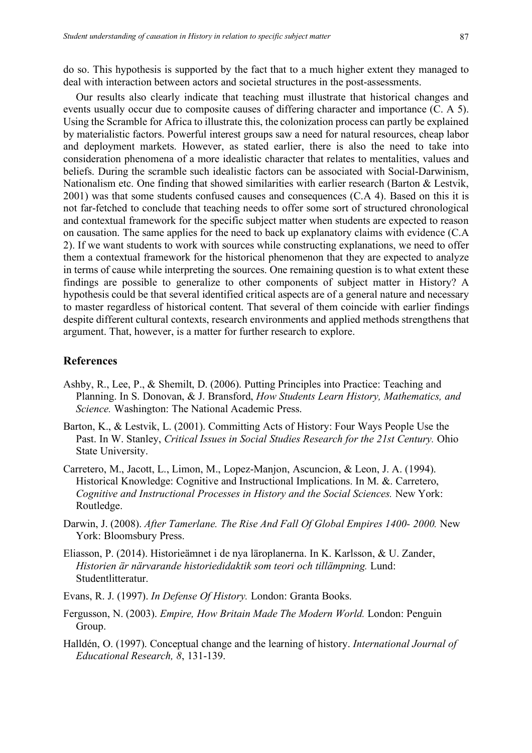do so. This hypothesis is supported by the fact that to a much higher extent they managed to deal with interaction between actors and societal structures in the post-assessments.

Our results also clearly indicate that teaching must illustrate that historical changes and events usually occur due to composite causes of differing character and importance (C. A 5). Using the Scramble for Africa to illustrate this, the colonization process can partly be explained by materialistic factors. Powerful interest groups saw a need for natural resources, cheap labor and deployment markets. However, as stated earlier, there is also the need to take into consideration phenomena of a more idealistic character that relates to mentalities, values and beliefs. During the scramble such idealistic factors can be associated with Social-Darwinism, Nationalism etc. One finding that showed similarities with earlier research (Barton & Lestvik, 2001) was that some students confused causes and consequences (C.A 4). Based on this it is not far-fetched to conclude that teaching needs to offer some sort of structured chronological and contextual framework for the specific subject matter when students are expected to reason on causation. The same applies for the need to back up explanatory claims with evidence (C.A 2). If we want students to work with sources while constructing explanations, we need to offer them a contextual framework for the historical phenomenon that they are expected to analyze in terms of cause while interpreting the sources. One remaining question is to what extent these findings are possible to generalize to other components of subject matter in History? A hypothesis could be that several identified critical aspects are of a general nature and necessary to master regardless of historical content. That several of them coincide with earlier findings despite different cultural contexts, research environments and applied methods strengthens that argument. That, however, is a matter for further research to explore.

## References

Ashby, R., Lee, P., & Shemilt, D. (2006). Putting Principles into Practice: Teaching and Planning. In S. Donovan, & J. Bransford, *How Students Learn History, Mathematics, and Science.* Washington: The National Academic Press.

Barton, K., & Lestvik, L. (2001). Committing Acts of History: Four Ways People Use the Past. In W. Stanley, *Critical Issues in Social Studies Research for the 21st Century.* Ohio State University.

Carretero, M., Jacott, L., Limon, M., Lopez-Manjon, Ascuncion, & Leon, J. A. (1994). Historical Knowledge: Cognitive and Instructional Implications. In M. &. Carretero, *Cognitive and Instructional Processes in History and the Social Sciences.* New York: Routledge.

Darwin, J. (2008). *After Tamerlane. The Rise And Fall Of Global Empires 1400- 2000.* New York: Bloomsbury Press.

Eliasson, P. (2014). Historieämnet i de nya läroplanerna. In K. Karlsson, & U. Zander, *Historien är närvarande historiedidaktik som teori och tillämpning.* Lund: Studentlitteratur.

Evans, R. J. (1997). *In Defense Of History.* London: Granta Books.

Fergusson, N. (2003). *Empire, How Britain Made The Modern World.* London: Penguin Group.

Halldén, O. (1997). Conceptual change and the learning of history. *International Journal of Educational Research, 8*, 131-139.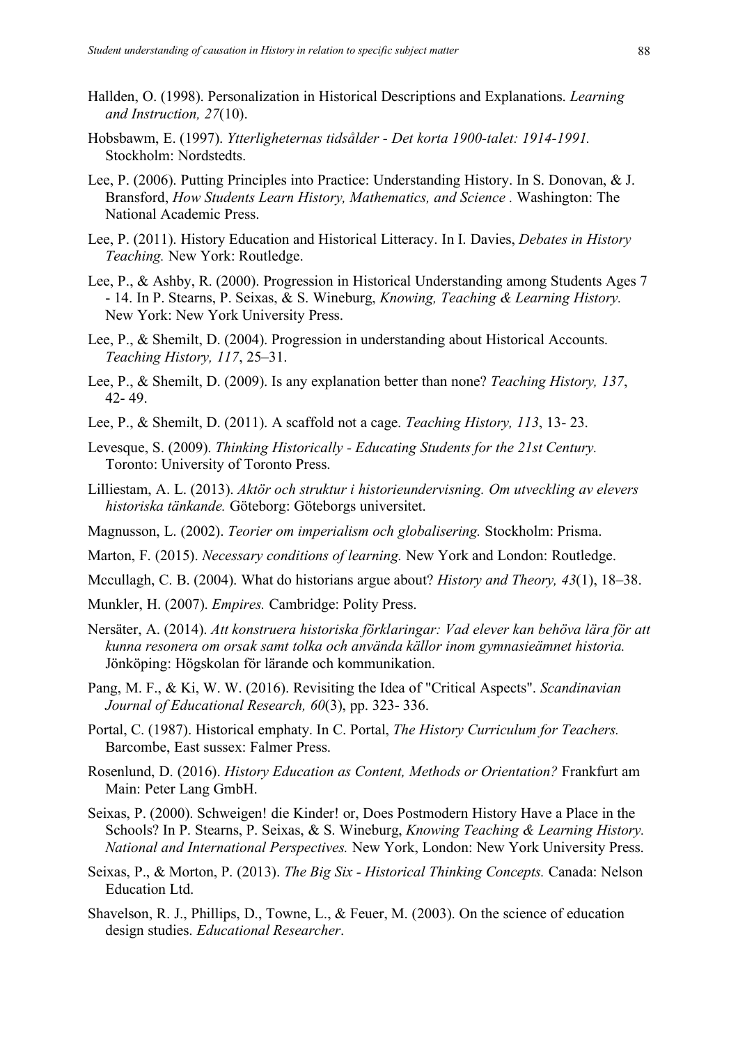Hallden, O. (1998). Personalization in Historical Descriptions and Explanations. *Learning and Instruction, 27*(10).

Hobsbawm, E. (1997). *Ytterligheternas tidsålder - Det korta 1900-talet: 1914-1991.* Stockholm: Nordstedts.

Lee, P. (2006). Putting Principles into Practice: Understanding History. In S. Donovan, & J. Bransford, *How Students Learn History, Mathematics, and Science .* Washington: The National Academic Press.

Lee, P. (2011). History Education and Historical Litteracy. In I. Davies, *Debates in History Teaching.* New York: Routledge.

Lee, P., & Ashby, R. (2000). Progression in Historical Understanding among Students Ages 7 - 14. In P. Stearns, P. Seixas, & S. Wineburg, *Knowing, Teaching & Learning History.* New York: New York University Press.

Lee, P., & Shemilt, D. (2004). Progression in understanding about Historical Accounts. *Teaching History, 117*, 25–31.

Lee, P., & Shemilt, D. (2009). Is any explanation better than none? *Teaching History, 137*, 42- 49.

Lee, P., & Shemilt, D. (2011). A scaffold not a cage. *Teaching History, 113*, 13- 23.

Levesque, S. (2009). *Thinking Historically - Educating Students for the 21st Century.* Toronto: University of Toronto Press.

Lilliestam, A. L. (2013). *Aktör och struktur i historieundervisning. Om utveckling av elevers historiska tänkande.* Göteborg: Göteborgs universitet.

Magnusson, L. (2002). *Teorier om imperialism och globalisering.* Stockholm: Prisma.

Marton, F. (2015). *Necessary conditions of learning.* New York and London: Routledge.

Mccullagh, C. B. (2004). What do historians argue about? *History and Theory, 43*(1), 18–38.

Munkler, H. (2007). *Empires.* Cambridge: Polity Press.

Nersäter, A. (2014). *Att konstruera historiska förklaringar: Vad elever kan behöva lära för att kunna resonera om orsak samt tolka och använda källor inom gymnasieämnet historia.* Jönköping: Högskolan för lärande och kommunikation.

Pang, M. F., & Ki, W. W. (2016). Revisiting the Idea of "Critical Aspects". *Scandinavian Journal of Educational Research, 60*(3), pp. 323- 336.

Portal, C. (1987). Historical emphaty. In C. Portal, *The History Curriculum for Teachers.* Barcombe, East sussex: Falmer Press.

Rosenlund, D. (2016). *History Education as Content, Methods or Orientation?* Frankfurt am Main: Peter Lang GmbH.

Seixas, P. (2000). Schweigen! die Kinder! or, Does Postmodern History Have a Place in the Schools? In P. Stearns, P. Seixas, & S. Wineburg, *Knowing Teaching & Learning History. National and International Perspectives.* New York, London: New York University Press.

Seixas, P., & Morton, P. (2013). *The Big Six - Historical Thinking Concepts.* Canada: Nelson Education Ltd.

Shavelson, R. J., Phillips, D., Towne, L., & Feuer, M. (2003). On the science of education design studies. *Educational Researcher*.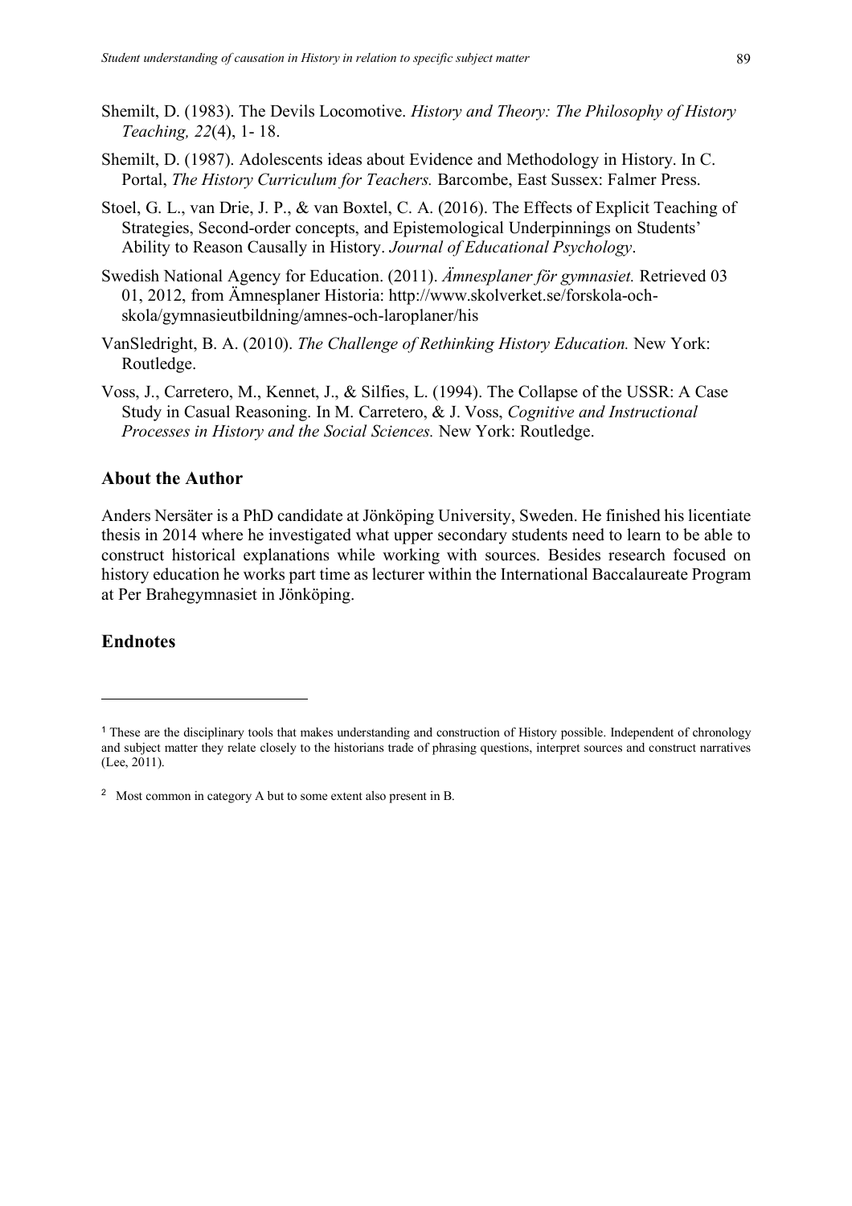Shemilt, D. (1983). The Devils Locomotive. *History and Theory: The Philosophy of History Teaching, 22*(4), 1- 18.

Shemilt, D. (1987). Adolescents ideas about Evidence and Methodology in History. In C. Portal, *The History Curriculum for Teachers.* Barcombe, East Sussex: Falmer Press.

Stoel, G. L., van Drie, J. P., & van Boxtel, C. A. (2016). The Effects of Explicit Teaching of Strategies, Second-order concepts, and Epistemological Underpinnings on Students' Ability to Reason Causally in History. *Journal of Educational Psychology*.

Swedish National Agency for Education. (2011). *Ämnesplaner för gymnasiet.* Retrieved 03 01, 2012, from Ämnesplaner Historia: http://www.skolverket.se/forskola-och-skola/gymnasieutbildning/amnes-och-laroplaner/his

VanSledright, B. A. (2010). *The Challenge of Rethinking History Education.* New York: Routledge.

Voss, J., Carretero, M., Kennet, J., & Silfies, L. (1994). The Collapse of the USSR: A Case Study in Casual Reasoning. In M. Carretero, & J. Voss, *Cognitive and Instructional Processes in History and the Social Sciences.* New York: Routledge.

## About the Author

Anders Nersäter is a PhD candidate at Jönköping University, Sweden. He finished his licentiate thesis in 2014 where he investigated what upper secondary students need to learn to be able to construct historical explanations while working with sources. Besides research focused on history education he works part time as lecturer within the International Baccalaureate Program at Per Brahegymnasiet in Jönköping.

## Endnotes

---

[1] These are the disciplinary tools that makes understanding and construction of History possible. Independent of chronology and subject matter they relate closely to the historians trade of phrasing questions, interpret sources and construct narratives (Lee, 2011).

[2] Most common in category A but to some extent also present in B.